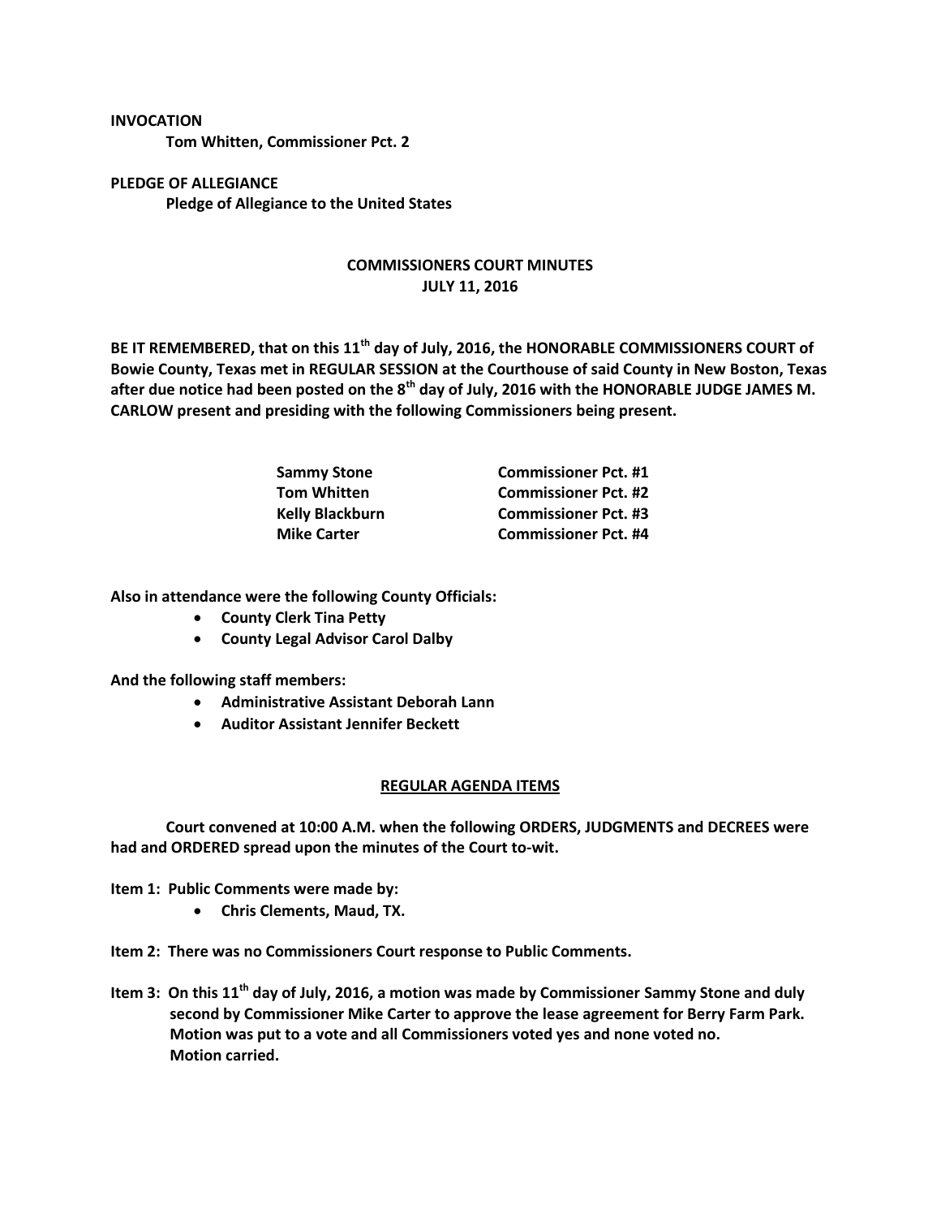**INVOCATION**

**Tom Whitten, Commissioner Pct. 2**

**PLEDGE OF ALLEGIANCE**

**Pledge of Allegiance to the United States**

# COMMISSIONERS COURT MINUTES
## JULY 11, 2016

**BE IT REMEMBERED, that on this 11th day of July, 2016, the HONORABLE COMMISSIONERS COURT of Bowie County, Texas met in REGULAR SESSION at the Courthouse of said County in New Boston, Texas after due notice had been posted on the 8th day of July, 2016 with the HONORABLE JUDGE JAMES M. CARLOW present and presiding with the following Commissioners being present.**

| | |
|---|---|
| **Sammy Stone** | **Commissioner Pct. #1** |
| **Tom Whitten** | **Commissioner Pct. #2** |
| **Kelly Blackburn** | **Commissioner Pct. #3** |
| **Mike Carter** | **Commissioner Pct. #4** |

**Also in attendance were the following County Officials:**

- **County Clerk Tina Petty**
- **County Legal Advisor Carol Dalby**

**And the following staff members:**

- **Administrative Assistant Deborah Lann**
- **Auditor Assistant Jennifer Beckett**

## REGULAR AGENDA ITEMS

**Court convened at 10:00 A.M. when the following ORDERS, JUDGMENTS and DECREES were had and ORDERED spread upon the minutes of the Court to-wit.**

**Item 1: Public Comments were made by:**

- **Chris Clements, Maud, TX.**

**Item 2: There was no Commissioners Court response to Public Comments.**

**Item 3: On this 11th day of July, 2016, a motion was made by Commissioner Sammy Stone and duly second by Commissioner Mike Carter to approve the lease agreement for Berry Farm Park. Motion was put to a vote and all Commissioners voted yes and none voted no. Motion carried.**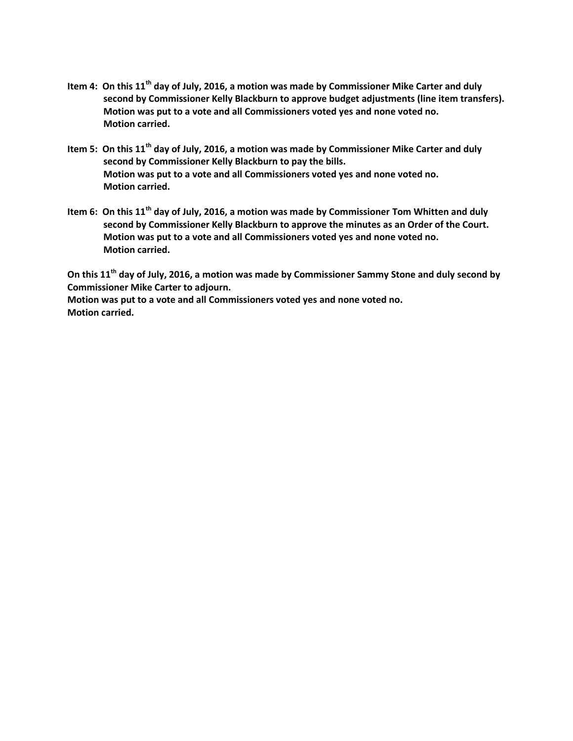**Item 4: On this 11th day of July, 2016, a motion was made by Commissioner Mike Carter and duly second by Commissioner Kelly Blackburn to approve budget adjustments (line item transfers). Motion was put to a vote and all Commissioners voted yes and none voted no. Motion carried.**

**Item 5: On this 11th day of July, 2016, a motion was made by Commissioner Mike Carter and duly second by Commissioner Kelly Blackburn to pay the bills. Motion was put to a vote and all Commissioners voted yes and none voted no. Motion carried.**

**Item 6: On this 11th day of July, 2016, a motion was made by Commissioner Tom Whitten and duly second by Commissioner Kelly Blackburn to approve the minutes as an Order of the Court. Motion was put to a vote and all Commissioners voted yes and none voted no. Motion carried.**

**On this 11th day of July, 2016, a motion was made by Commissioner Sammy Stone and duly second by Commissioner Mike Carter to adjourn.**
**Motion was put to a vote and all Commissioners voted yes and none voted no.**
**Motion carried.**